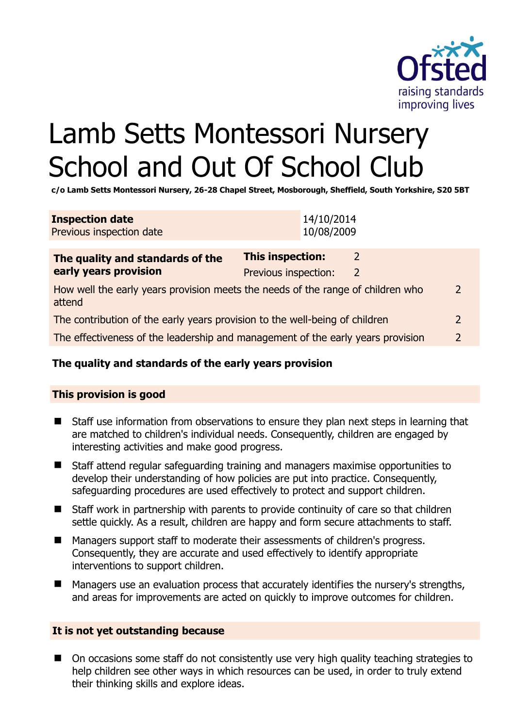# Lamb Setts Montessori Nursery School and Out Of School Club

**c/o Lamb Setts Montessori Nursery, 26-28 Chapel Street, Mosborough, Sheffield, South Yorkshire, S20 5BT**

| **Inspection date** | 14/10/2014 |
|---|---|
| Previous inspection date | 10/08/2009 |

| **The quality and standards of the early years provision** | **This inspection:** | 2 |
|---|---|---|
| | Previous inspection: | 2 |
| How well the early years provision meets the needs of the range of children who attend | | 2 |
| The contribution of the early years provision to the well-being of children | | 2 |
| The effectiveness of the leadership and management of the early years provision | | 2 |

**The quality and standards of the early years provision**

**This provision is good**

- Staff use information from observations to ensure they plan next steps in learning that are matched to children's individual needs. Consequently, children are engaged by interesting activities and make good progress.
- Staff attend regular safeguarding training and managers maximise opportunities to develop their understanding of how policies are put into practice. Consequently, safeguarding procedures are used effectively to protect and support children.
- Staff work in partnership with parents to provide continuity of care so that children settle quickly. As a result, children are happy and form secure attachments to staff.
- Managers support staff to moderate their assessments of children's progress. Consequently, they are accurate and used effectively to identify appropriate interventions to support children.
- Managers use an evaluation process that accurately identifies the nursery's strengths, and areas for improvements are acted on quickly to improve outcomes for children.

**It is not yet outstanding because**

- On occasions some staff do not consistently use very high quality teaching strategies to help children see other ways in which resources can be used, in order to truly extend their thinking skills and explore ideas.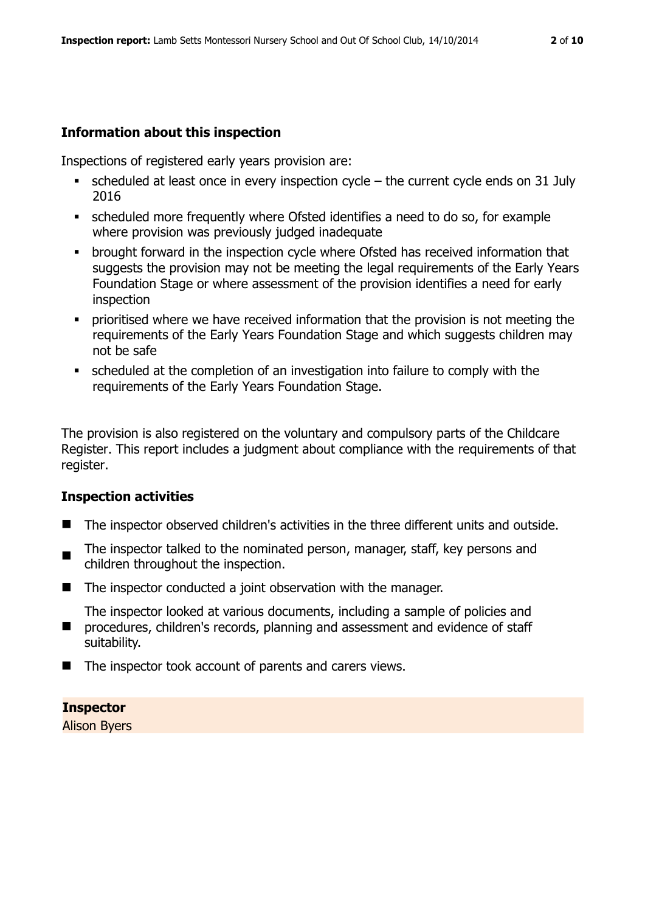### Information about this inspection

Inspections of registered early years provision are:

- scheduled at least once in every inspection cycle – the current cycle ends on 31 July 2016
- scheduled more frequently where Ofsted identifies a need to do so, for example where provision was previously judged inadequate
- brought forward in the inspection cycle where Ofsted has received information that suggests the provision may not be meeting the legal requirements of the Early Years Foundation Stage or where assessment of the provision identifies a need for early inspection
- prioritised where we have received information that the provision is not meeting the requirements of the Early Years Foundation Stage and which suggests children may not be safe
- scheduled at the completion of an investigation into failure to comply with the requirements of the Early Years Foundation Stage.

The provision is also registered on the voluntary and compulsory parts of the Childcare Register. This report includes a judgment about compliance with the requirements of that register.

### Inspection activities

- The inspector observed children's activities in the three different units and outside.
- The inspector talked to the nominated person, manager, staff, key persons and children throughout the inspection.
- The inspector conducted a joint observation with the manager.
- The inspector looked at various documents, including a sample of policies and procedures, children's records, planning and assessment and evidence of staff suitability.
- The inspector took account of parents and carers views.

**Inspector**
Alison Byers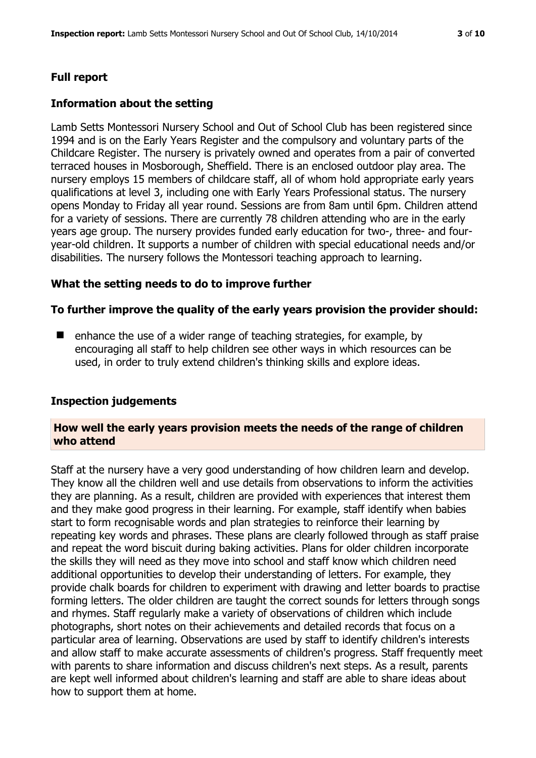## Full report

### Information about the setting

Lamb Setts Montessori Nursery School and Out of School Club has been registered since 1994 and is on the Early Years Register and the compulsory and voluntary parts of the Childcare Register. The nursery is privately owned and operates from a pair of converted terraced houses in Mosborough, Sheffield. There is an enclosed outdoor play area. The nursery employs 15 members of childcare staff, all of whom hold appropriate early years qualifications at level 3, including one with Early Years Professional status. The nursery opens Monday to Friday all year round. Sessions are from 8am until 6pm. Children attend for a variety of sessions. There are currently 78 children attending who are in the early years age group. The nursery provides funded early education for two-, three- and four-year-old children. It supports a number of children with special educational needs and/or disabilities. The nursery follows the Montessori teaching approach to learning.

### What the setting needs to do to improve further

#### To further improve the quality of the early years provision the provider should:

- enhance the use of a wider range of teaching strategies, for example, by encouraging all staff to help children see other ways in which resources can be used, in order to truly extend children's thinking skills and explore ideas.

### Inspection judgements

#### How well the early years provision meets the needs of the range of children who attend

Staff at the nursery have a very good understanding of how children learn and develop. They know all the children well and use details from observations to inform the activities they are planning. As a result, children are provided with experiences that interest them and they make good progress in their learning. For example, staff identify when babies start to form recognisable words and plan strategies to reinforce their learning by repeating key words and phrases. These plans are clearly followed through as staff praise and repeat the word biscuit during baking activities. Plans for older children incorporate the skills they will need as they move into school and staff know which children need additional opportunities to develop their understanding of letters. For example, they provide chalk boards for children to experiment with drawing and letter boards to practise forming letters. The older children are taught the correct sounds for letters through songs and rhymes. Staff regularly make a variety of observations of children which include photographs, short notes on their achievements and detailed records that focus on a particular area of learning. Observations are used by staff to identify children's interests and allow staff to make accurate assessments of children's progress. Staff frequently meet with parents to share information and discuss children's next steps. As a result, parents are kept well informed about children's learning and staff are able to share ideas about how to support them at home.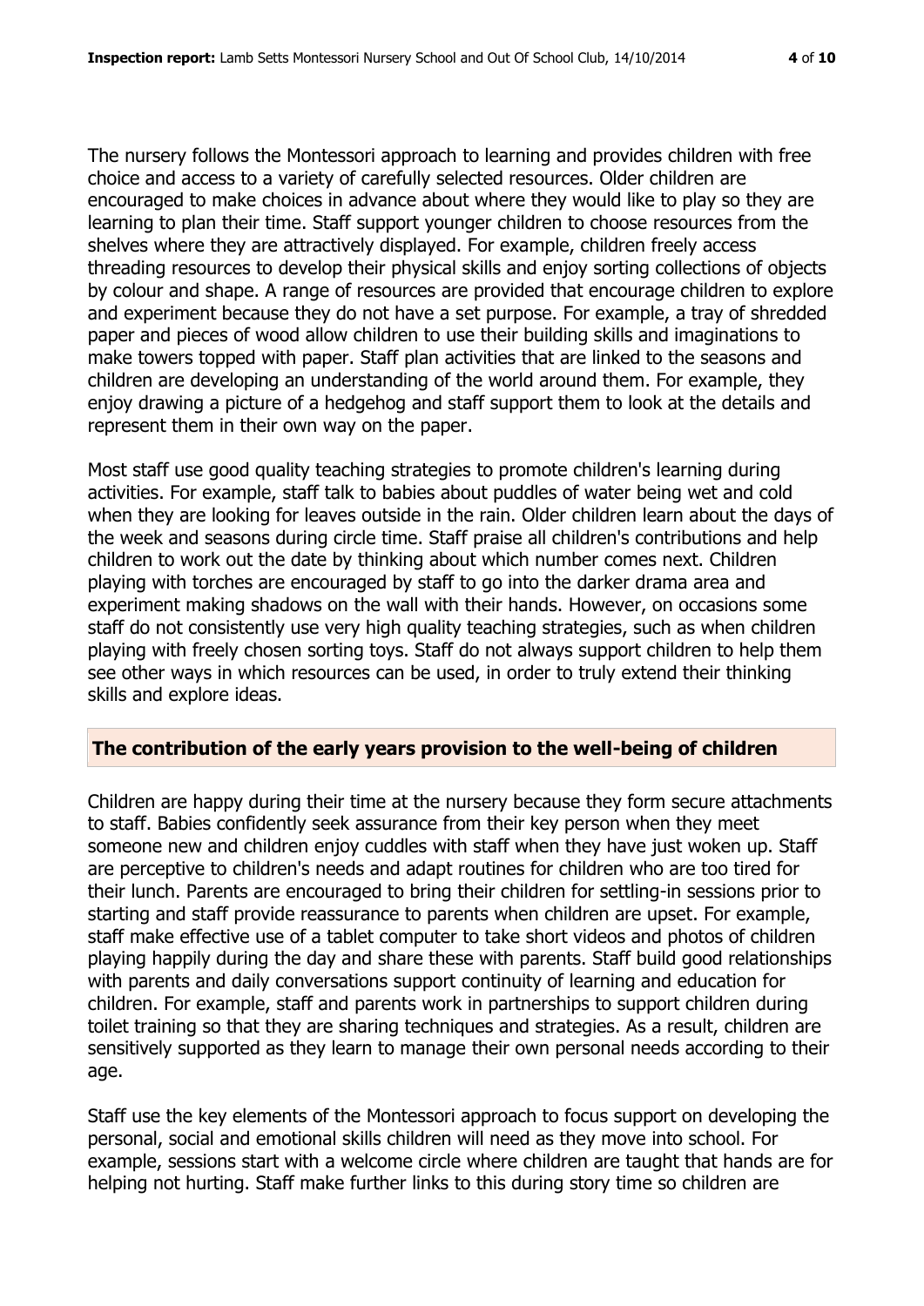The nursery follows the Montessori approach to learning and provides children with free choice and access to a variety of carefully selected resources. Older children are encouraged to make choices in advance about where they would like to play so they are learning to plan their time. Staff support younger children to choose resources from the shelves where they are attractively displayed. For example, children freely access threading resources to develop their physical skills and enjoy sorting collections of objects by colour and shape. A range of resources are provided that encourage children to explore and experiment because they do not have a set purpose. For example, a tray of shredded paper and pieces of wood allow children to use their building skills and imaginations to make towers topped with paper. Staff plan activities that are linked to the seasons and children are developing an understanding of the world around them. For example, they enjoy drawing a picture of a hedgehog and staff support them to look at the details and represent them in their own way on the paper.

Most staff use good quality teaching strategies to promote children's learning during activities. For example, staff talk to babies about puddles of water being wet and cold when they are looking for leaves outside in the rain. Older children learn about the days of the week and seasons during circle time. Staff praise all children's contributions and help children to work out the date by thinking about which number comes next. Children playing with torches are encouraged by staff to go into the darker drama area and experiment making shadows on the wall with their hands. However, on occasions some staff do not consistently use very high quality teaching strategies, such as when children playing with freely chosen sorting toys. Staff do not always support children to help them see other ways in which resources can be used, in order to truly extend their thinking skills and explore ideas.

## The contribution of the early years provision to the well-being of children

Children are happy during their time at the nursery because they form secure attachments to staff. Babies confidently seek assurance from their key person when they meet someone new and children enjoy cuddles with staff when they have just woken up. Staff are perceptive to children's needs and adapt routines for children who are too tired for their lunch. Parents are encouraged to bring their children for settling-in sessions prior to starting and staff provide reassurance to parents when children are upset. For example, staff make effective use of a tablet computer to take short videos and photos of children playing happily during the day and share these with parents. Staff build good relationships with parents and daily conversations support continuity of learning and education for children. For example, staff and parents work in partnerships to support children during toilet training so that they are sharing techniques and strategies. As a result, children are sensitively supported as they learn to manage their own personal needs according to their age.

Staff use the key elements of the Montessori approach to focus support on developing the personal, social and emotional skills children will need as they move into school. For example, sessions start with a welcome circle where children are taught that hands are for helping not hurting. Staff make further links to this during story time so children are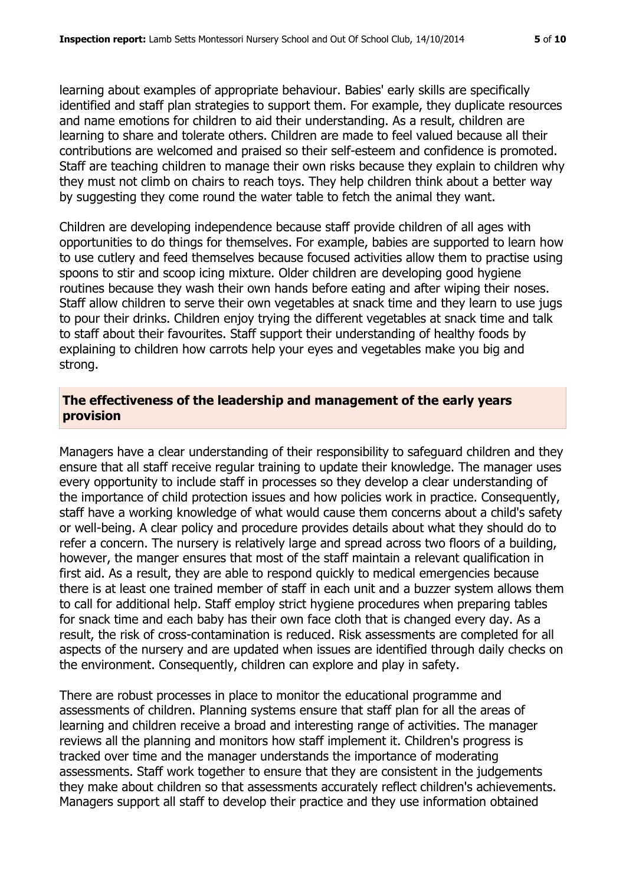learning about examples of appropriate behaviour. Babies' early skills are specifically identified and staff plan strategies to support them. For example, they duplicate resources and name emotions for children to aid their understanding. As a result, children are learning to share and tolerate others. Children are made to feel valued because all their contributions are welcomed and praised so their self-esteem and confidence is promoted. Staff are teaching children to manage their own risks because they explain to children why they must not climb on chairs to reach toys. They help children think about a better way by suggesting they come round the water table to fetch the animal they want.

Children are developing independence because staff provide children of all ages with opportunities to do things for themselves. For example, babies are supported to learn how to use cutlery and feed themselves because focused activities allow them to practise using spoons to stir and scoop icing mixture. Older children are developing good hygiene routines because they wash their own hands before eating and after wiping their noses. Staff allow children to serve their own vegetables at snack time and they learn to use jugs to pour their drinks. Children enjoy trying the different vegetables at snack time and talk to staff about their favourites. Staff support their understanding of healthy foods by explaining to children how carrots help your eyes and vegetables make you big and strong.

## The effectiveness of the leadership and management of the early years provision

Managers have a clear understanding of their responsibility to safeguard children and they ensure that all staff receive regular training to update their knowledge. The manager uses every opportunity to include staff in processes so they develop a clear understanding of the importance of child protection issues and how policies work in practice. Consequently, staff have a working knowledge of what would cause them concerns about a child's safety or well-being. A clear policy and procedure provides details about what they should do to refer a concern. The nursery is relatively large and spread across two floors of a building, however, the manger ensures that most of the staff maintain a relevant qualification in first aid. As a result, they are able to respond quickly to medical emergencies because there is at least one trained member of staff in each unit and a buzzer system allows them to call for additional help. Staff employ strict hygiene procedures when preparing tables for snack time and each baby has their own face cloth that is changed every day. As a result, the risk of cross-contamination is reduced. Risk assessments are completed for all aspects of the nursery and are updated when issues are identified through daily checks on the environment. Consequently, children can explore and play in safety.

There are robust processes in place to monitor the educational programme and assessments of children. Planning systems ensure that staff plan for all the areas of learning and children receive a broad and interesting range of activities. The manager reviews all the planning and monitors how staff implement it. Children's progress is tracked over time and the manager understands the importance of moderating assessments. Staff work together to ensure that they are consistent in the judgements they make about children so that assessments accurately reflect children's achievements. Managers support all staff to develop their practice and they use information obtained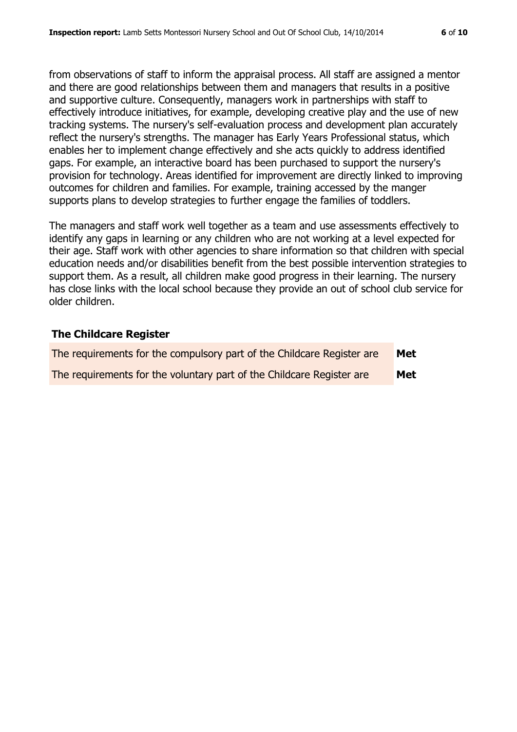from observations of staff to inform the appraisal process. All staff are assigned a mentor and there are good relationships between them and managers that results in a positive and supportive culture. Consequently, managers work in partnerships with staff to effectively introduce initiatives, for example, developing creative play and the use of new tracking systems. The nursery's self-evaluation process and development plan accurately reflect the nursery's strengths. The manager has Early Years Professional status, which enables her to implement change effectively and she acts quickly to address identified gaps. For example, an interactive board has been purchased to support the nursery's provision for technology. Areas identified for improvement are directly linked to improving outcomes for children and families. For example, training accessed by the manger supports plans to develop strategies to further engage the families of toddlers.

The managers and staff work well together as a team and use assessments effectively to identify any gaps in learning or any children who are not working at a level expected for their age. Staff work with other agencies to share information so that children with special education needs and/or disabilities benefit from the best possible intervention strategies to support them. As a result, all children make good progress in their learning. The nursery has close links with the local school because they provide an out of school club service for older children.

## The Childcare Register

| | |
|---|---|
| The requirements for the compulsory part of the Childcare Register are | **Met** |
| The requirements for the voluntary part of the Childcare Register are | **Met** |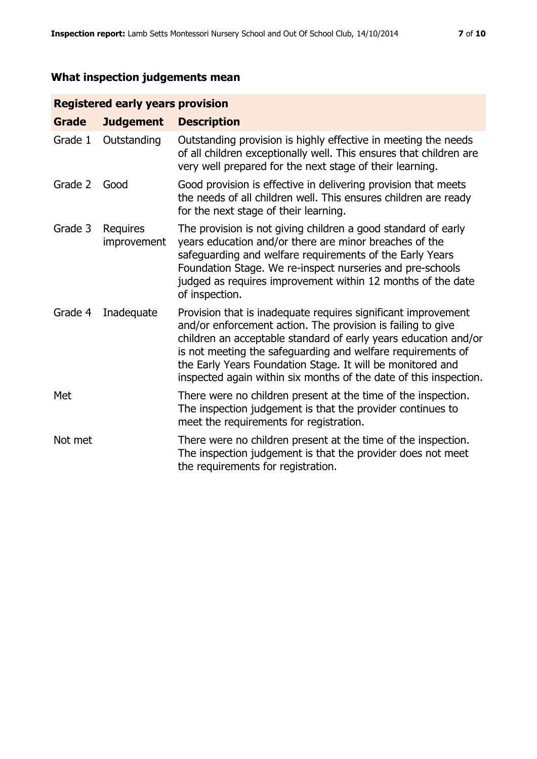## What inspection judgements mean

| Registered early years provision | | |
|---|---|---|
| **Grade** | **Judgement** | **Description** |
| Grade 1 | Outstanding | Outstanding provision is highly effective in meeting the needs of all children exceptionally well. This ensures that children are very well prepared for the next stage of their learning. |
| Grade 2 | Good | Good provision is effective in delivering provision that meets the needs of all children well. This ensures children are ready for the next stage of their learning. |
| Grade 3 | Requires improvement | The provision is not giving children a good standard of early years education and/or there are minor breaches of the safeguarding and welfare requirements of the Early Years Foundation Stage. We re-inspect nurseries and pre-schools judged as requires improvement within 12 months of the date of inspection. |
| Grade 4 | Inadequate | Provision that is inadequate requires significant improvement and/or enforcement action. The provision is failing to give children an acceptable standard of early years education and/or is not meeting the safeguarding and welfare requirements of the Early Years Foundation Stage. It will be monitored and inspected again within six months of the date of this inspection. |
| Met | | There were no children present at the time of the inspection. The inspection judgement is that the provider continues to meet the requirements for registration. |
| Not met | | There were no children present at the time of the inspection. The inspection judgement is that the provider does not meet the requirements for registration. |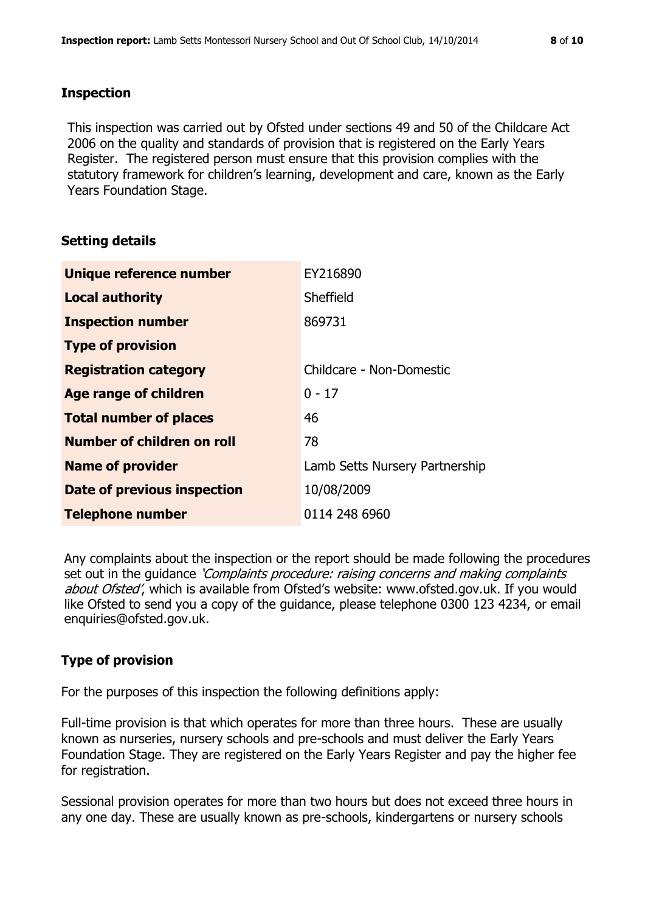## Inspection

This inspection was carried out by Ofsted under sections 49 and 50 of the Childcare Act 2006 on the quality and standards of provision that is registered on the Early Years Register. The registered person must ensure that this provision complies with the statutory framework for children's learning, development and care, known as the Early Years Foundation Stage.

## Setting details

| | |
|---|---|
| **Unique reference number** | EY216890 |
| **Local authority** | Sheffield |
| **Inspection number** | 869731 |
| **Type of provision** | |
| **Registration category** | Childcare - Non-Domestic |
| **Age range of children** | 0 - 17 |
| **Total number of places** | 46 |
| **Number of children on roll** | 78 |
| **Name of provider** | Lamb Setts Nursery Partnership |
| **Date of previous inspection** | 10/08/2009 |
| **Telephone number** | 0114 248 6960 |

Any complaints about the inspection or the report should be made following the procedures set out in the guidance *'Complaints procedure: raising concerns and making complaints about Ofsted'*, which is available from Ofsted's website: www.ofsted.gov.uk. If you would like Ofsted to send you a copy of the guidance, please telephone 0300 123 4234, or email enquiries@ofsted.gov.uk.

## Type of provision

For the purposes of this inspection the following definitions apply:

Full-time provision is that which operates for more than three hours. These are usually known as nurseries, nursery schools and pre-schools and must deliver the Early Years Foundation Stage. They are registered on the Early Years Register and pay the higher fee for registration.

Sessional provision operates for more than two hours but does not exceed three hours in any one day. These are usually known as pre-schools, kindergartens or nursery schools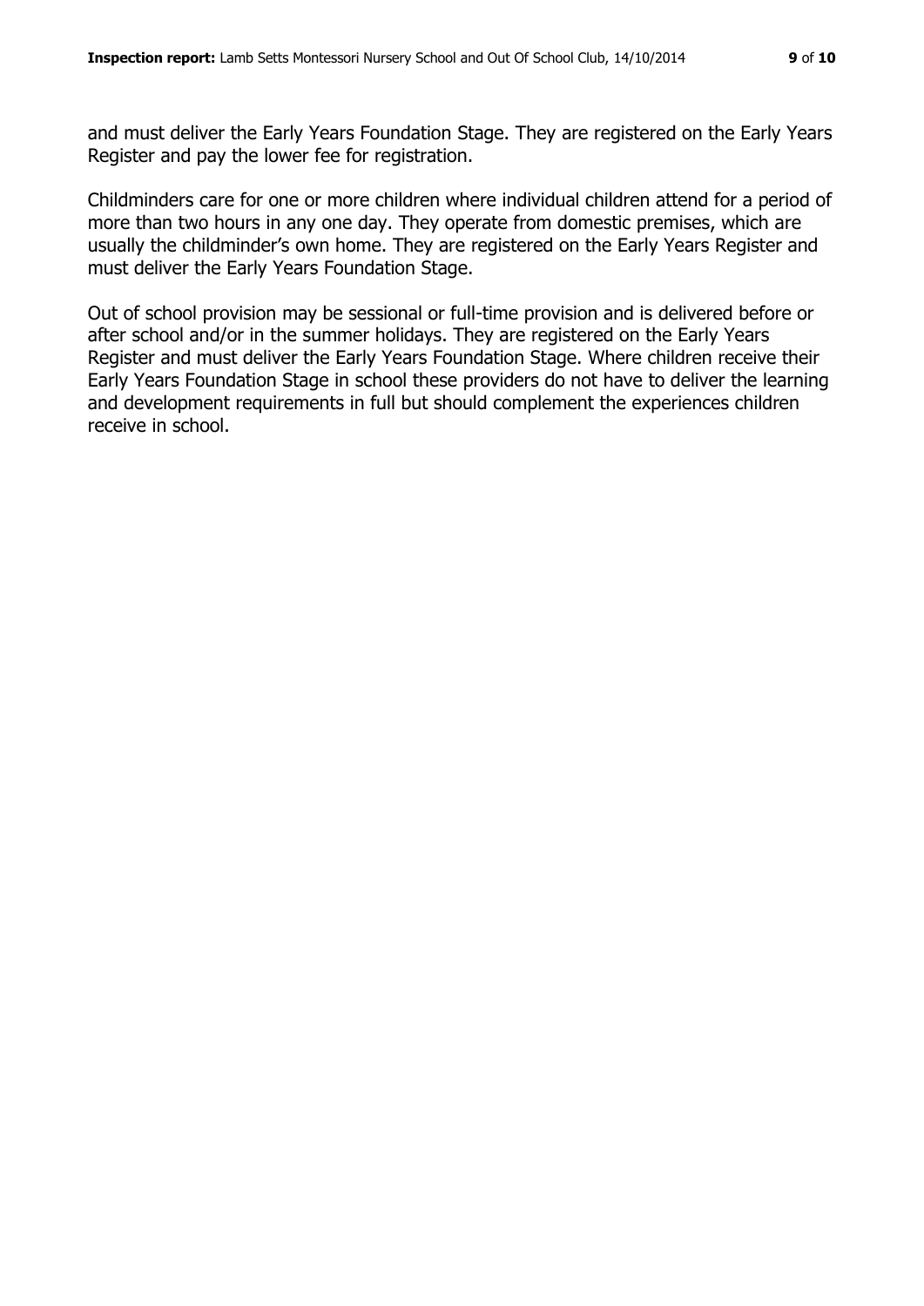and must deliver the Early Years Foundation Stage. They are registered on the Early Years Register and pay the lower fee for registration.

Childminders care for one or more children where individual children attend for a period of more than two hours in any one day. They operate from domestic premises, which are usually the childminder's own home. They are registered on the Early Years Register and must deliver the Early Years Foundation Stage.

Out of school provision may be sessional or full-time provision and is delivered before or after school and/or in the summer holidays. They are registered on the Early Years Register and must deliver the Early Years Foundation Stage. Where children receive their Early Years Foundation Stage in school these providers do not have to deliver the learning and development requirements in full but should complement the experiences children receive in school.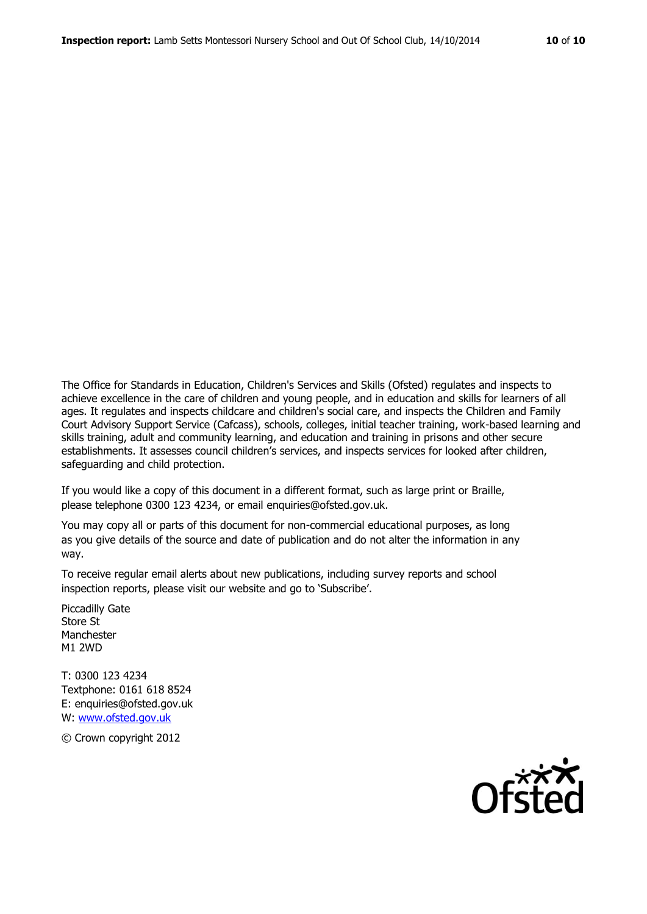The Office for Standards in Education, Children's Services and Skills (Ofsted) regulates and inspects to achieve excellence in the care of children and young people, and in education and skills for learners of all ages. It regulates and inspects childcare and children's social care, and inspects the Children and Family Court Advisory Support Service (Cafcass), schools, colleges, initial teacher training, work-based learning and skills training, adult and community learning, and education and training in prisons and other secure establishments. It assesses council children's services, and inspects services for looked after children, safeguarding and child protection.

If you would like a copy of this document in a different format, such as large print or Braille, please telephone 0300 123 4234, or email enquiries@ofsted.gov.uk.

You may copy all or parts of this document for non-commercial educational purposes, as long as you give details of the source and date of publication and do not alter the information in any way.

To receive regular email alerts about new publications, including survey reports and school inspection reports, please visit our website and go to 'Subscribe'.

Piccadilly Gate
Store St
Manchester
M1 2WD

T: 0300 123 4234
Textphone: 0161 618 8524
E: enquiries@ofsted.gov.uk
W: [www.ofsted.gov.uk](http://www.ofsted.gov.uk)

© Crown copyright 2012

Ofsted